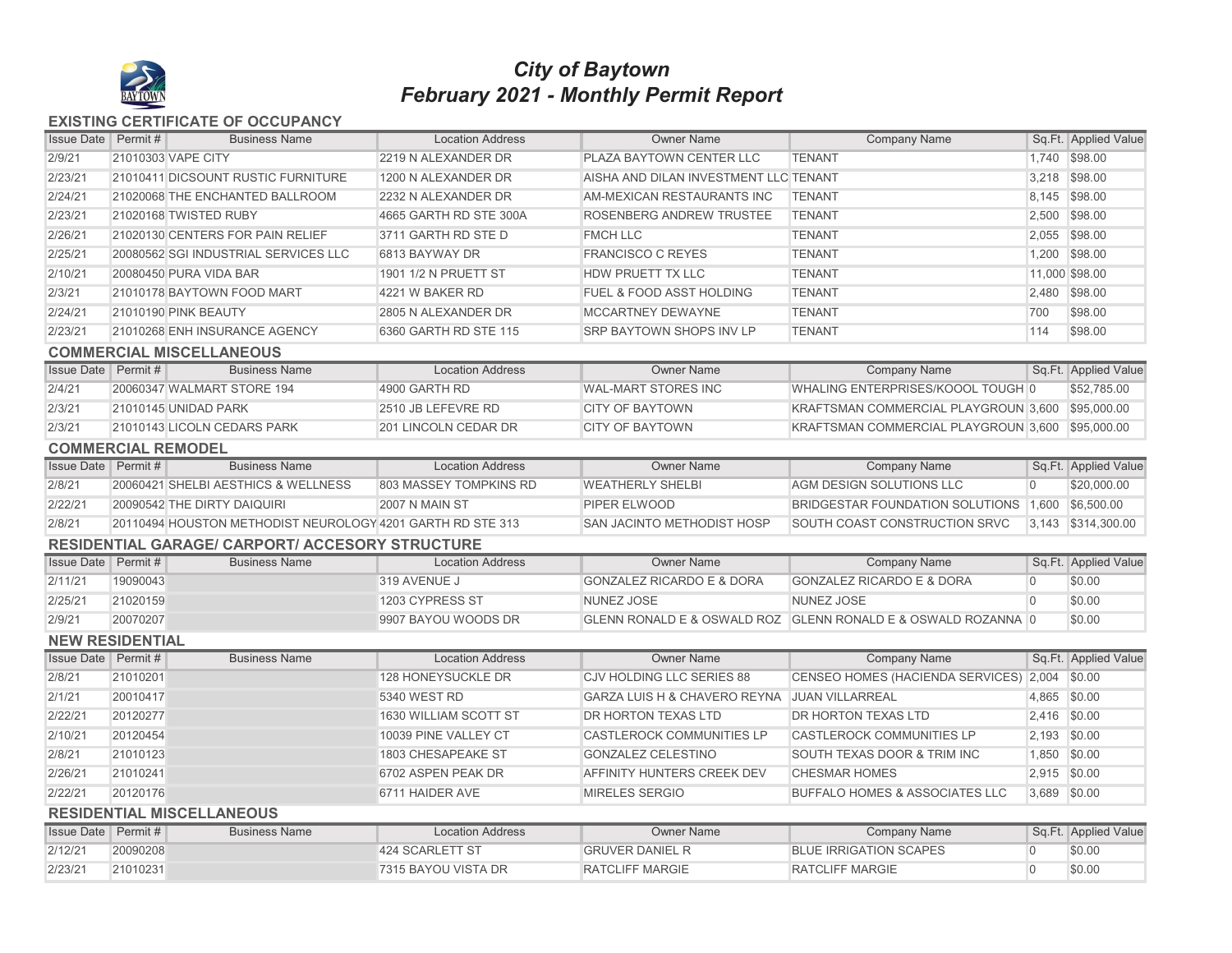# *City of Baytown*
# *February 2021 - Monthly Permit Report*

## EXISTING CERTIFICATE OF OCCUPANCY

| Issue Date | Permit # | Business Name | Location Address | Owner Name | Company Name | Sq.Ft. | Applied Value |
|---|---|---|---|---|---|---|---|
| 2/9/21 | 21010303 | VAPE CITY | 2219 N ALEXANDER DR | PLAZA BAYTOWN CENTER LLC | TENANT | 1,740 | $98.00 |
| 2/23/21 | 21010411 | DICSOUNT RUSTIC FURNITURE | 1200 N ALEXANDER DR | AISHA AND DILAN INVESTMENT LLC | TENANT | 3,218 | $98.00 |
| 2/24/21 | 21020068 | THE ENCHANTED BALLROOM | 2232 N ALEXANDER DR | AM-MEXICAN RESTAURANTS INC | TENANT | 8,145 | $98.00 |
| 2/23/21 | 21020168 | TWISTED RUBY | 4665 GARTH RD STE 300A | ROSENBERG ANDREW TRUSTEE | TENANT | 2,500 | $98.00 |
| 2/26/21 | 21020130 | CENTERS FOR PAIN RELIEF | 3711 GARTH RD STE D | FMCH LLC | TENANT | 2,055 | $98.00 |
| 2/25/21 | 20080562 | SGI INDUSTRIAL SERVICES LLC | 6813 BAYWAY DR | FRANCISCO C REYES | TENANT | 1,200 | $98.00 |
| 2/10/21 | 20080450 | PURA VIDA BAR | 1901 1/2 N PRUETT ST | HDW PRUETT TX LLC | TENANT | 11,000 | $98.00 |
| 2/3/21 | 21010178 | BAYTOWN FOOD MART | 4221 W BAKER RD | FUEL & FOOD ASST HOLDING | TENANT | 2,480 | $98.00 |
| 2/24/21 | 21010190 | PINK BEAUTY | 2805 N ALEXANDER DR | MCCARTNEY DEWAYNE | TENANT | 700 | $98.00 |
| 2/23/21 | 21010268 | ENH INSURANCE AGENCY | 6360 GARTH RD STE 115 | SRP BAYTOWN SHOPS INV LP | TENANT | 114 | $98.00 |

## COMMERCIAL MISCELLANEOUS

| Issue Date | Permit # | Business Name | Location Address | Owner Name | Company Name | Sq.Ft. | Applied Value |
|---|---|---|---|---|---|---|---|
| 2/4/21 | 20060347 | WALMART STORE 194 | 4900 GARTH RD | WAL-MART STORES INC | WHALING ENTERPRISES/KOOOL TOUGH | 0 | $52,785.00 |
| 2/3/21 | 21010145 | UNIDAD PARK | 2510 JB LEFEVRE RD | CITY OF BAYTOWN | KRAFTSMAN COMMERCIAL PLAYGROUN | 3,600 | $95,000.00 |
| 2/3/21 | 21010143 | LICOLN CEDARS PARK | 201 LINCOLN CEDAR DR | CITY OF BAYTOWN | KRAFTSMAN COMMERCIAL PLAYGROUN | 3,600 | $95,000.00 |

## COMMERCIAL REMODEL

| Issue Date | Permit # | Business Name | Location Address | Owner Name | Company Name | Sq.Ft. | Applied Value |
|---|---|---|---|---|---|---|---|
| 2/8/21 | 20060421 | SHELBI AESTHICS & WELLNESS | 803 MASSEY TOMPKINS RD | WEATHERLY SHELBI | AGM DESIGN SOLUTIONS LLC | 0 | $20,000.00 |
| 2/22/21 | 20090542 | THE DIRTY DAIQUIRI | 2007 N MAIN ST | PIPER ELWOOD | BRIDGESTAR FOUNDATION SOLUTIONS | 1,600 | $6,500.00 |
| 2/8/21 | 20110494 | HOUSTON METHODIST NEUROLOGY | 4201 GARTH RD STE 313 | SAN JACINTO METHODIST HOSP | SOUTH COAST CONSTRUCTION SRVC | 3,143 | $314,300.00 |

## RESIDENTIAL GARAGE/ CARPORT/ ACCESORY STRUCTURE

| Issue Date | Permit # | Business Name | Location Address | Owner Name | Company Name | Sq.Ft. | Applied Value |
|---|---|---|---|---|---|---|---|
| 2/11/21 | 19090043 | | 319 AVENUE J | GONZALEZ RICARDO E & DORA | GONZALEZ RICARDO E & DORA | 0 | $0.00 |
| 2/25/21 | 21020159 | | 1203 CYPRESS ST | NUNEZ JOSE | NUNEZ JOSE | 0 | $0.00 |
| 2/9/21 | 20070207 | | 9907 BAYOU WOODS DR | GLENN RONALD E & OSWALD ROZ | GLENN RONALD E & OSWALD ROZANNA | 0 | $0.00 |

## NEW RESIDENTIAL

| Issue Date | Permit # | Business Name | Location Address | Owner Name | Company Name | Sq.Ft. | Applied Value |
|---|---|---|---|---|---|---|---|
| 2/8/21 | 21010201 | | 128 HONEYSUCKLE DR | CJV HOLDING LLC SERIES 88 | CENSEO HOMES (HACIENDA SERVICES) | 2,004 | $0.00 |
| 2/1/21 | 20010417 | | 5340 WEST RD | GARZA LUIS H & CHAVERO REYNA | JUAN VILLARREAL | 4,865 | $0.00 |
| 2/22/21 | 20120277 | | 1630 WILLIAM SCOTT ST | DR HORTON TEXAS LTD | DR HORTON TEXAS LTD | 2,416 | $0.00 |
| 2/10/21 | 20120454 | | 10039 PINE VALLEY CT | CASTLEROCK COMMUNITIES LP | CASTLEROCK COMMUNITIES LP | 2,193 | $0.00 |
| 2/8/21 | 21010123 | | 1803 CHESAPEAKE ST | GONZALEZ CELESTINO | SOUTH TEXAS DOOR & TRIM INC | 1,850 | $0.00 |
| 2/26/21 | 21010241 | | 6702 ASPEN PEAK DR | AFFINITY HUNTERS CREEK DEV | CHESMAR HOMES | 2,915 | $0.00 |
| 2/22/21 | 20120176 | | 6711 HAIDER AVE | MIRELES SERGIO | BUFFALO HOMES & ASSOCIATES LLC | 3,689 | $0.00 |

## RESIDENTIAL MISCELLANEOUS

| Issue Date | Permit # | Business Name | Location Address | Owner Name | Company Name | Sq.Ft. | Applied Value |
|---|---|---|---|---|---|---|---|
| 2/12/21 | 20090208 | | 424 SCARLETT ST | GRUVER DANIEL R | BLUE IRRIGATION SCAPES | 0 | $0.00 |
| 2/23/21 | 21010231 | | 7315 BAYOU VISTA DR | RATCLIFF MARGIE | RATCLIFF MARGIE | 0 | $0.00 |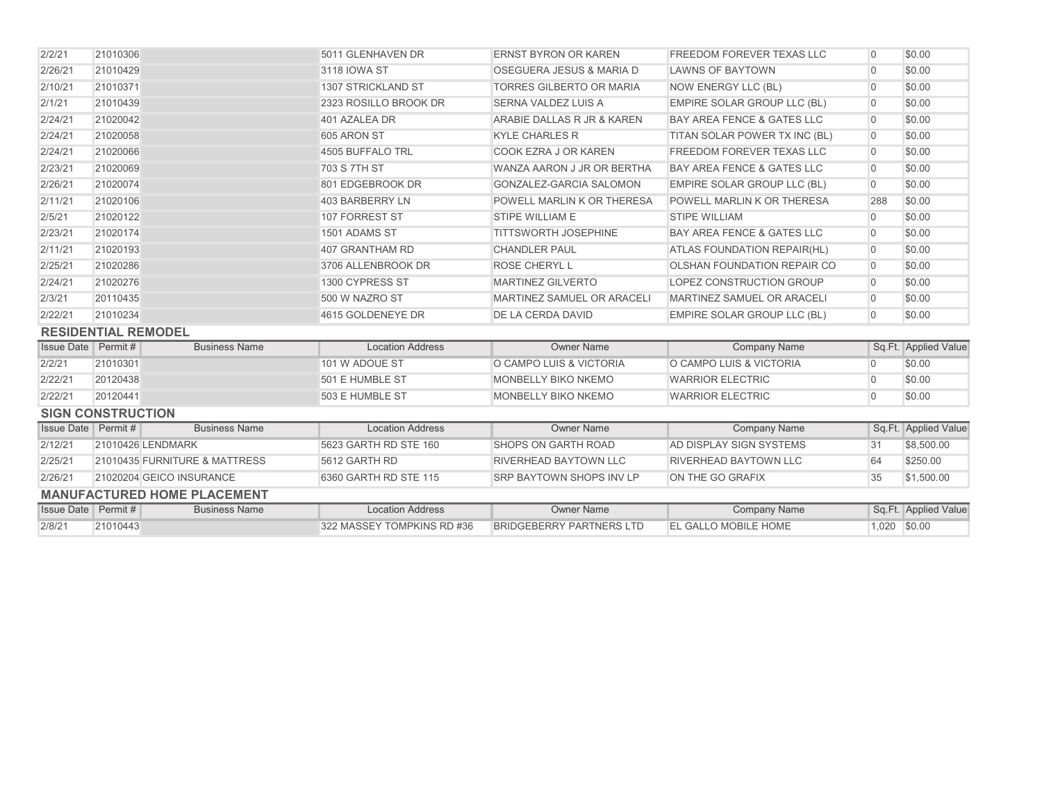| Issue Date | Permit # | Business Name | Location Address | Owner Name | Company Name | Sq.Ft. | Applied Value |
|---|---|---|---|---|---|---|---|
| 2/2/21 | 21010306 | | 5011 GLENHAVEN DR | ERNST BYRON OR KAREN | FREEDOM FOREVER TEXAS LLC | 0 | $0.00 |
| 2/26/21 | 21010429 | | 3118 IOWA ST | OSEGUERA JESUS & MARIA D | LAWNS OF BAYTOWN | 0 | $0.00 |
| 2/10/21 | 21010371 | | 1307 STRICKLAND ST | TORRES GILBERTO OR MARIA | NOW ENERGY LLC (BL) | 0 | $0.00 |
| 2/1/21 | 21010439 | | 2323 ROSILLO BROOK DR | SERNA VALDEZ LUIS A | EMPIRE SOLAR GROUP LLC (BL) | 0 | $0.00 |
| 2/24/21 | 21020042 | | 401 AZALEA DR | ARABIE DALLAS R JR & KAREN | BAY AREA FENCE & GATES LLC | 0 | $0.00 |
| 2/24/21 | 21020058 | | 605 ARON ST | KYLE CHARLES R | TITAN SOLAR POWER TX INC (BL) | 0 | $0.00 |
| 2/24/21 | 21020066 | | 4505 BUFFALO TRL | COOK EZRA J OR KAREN | FREEDOM FOREVER TEXAS LLC | 0 | $0.00 |
| 2/23/21 | 21020069 | | 703 S 7TH ST | WANZA AARON J JR OR BERTHA | BAY AREA FENCE & GATES LLC | 0 | $0.00 |
| 2/26/21 | 21020074 | | 801 EDGEBROOK DR | GONZALEZ-GARCIA SALOMON | EMPIRE SOLAR GROUP LLC (BL) | 0 | $0.00 |
| 2/11/21 | 21020106 | | 403 BARBERRY LN | POWELL MARLIN K OR THERESA | POWELL MARLIN K OR THERESA | 288 | $0.00 |
| 2/5/21 | 21020122 | | 107 FORREST ST | STIPE WILLIAM E | STIPE WILLIAM | 0 | $0.00 |
| 2/23/21 | 21020174 | | 1501 ADAMS ST | TITTSWORTH JOSEPHINE | BAY AREA FENCE & GATES LLC | 0 | $0.00 |
| 2/11/21 | 21020193 | | 407 GRANTHAM RD | CHANDLER PAUL | ATLAS FOUNDATION REPAIR(HL) | 0 | $0.00 |
| 2/25/21 | 21020286 | | 3706 ALLENBROOK DR | ROSE CHERYL L | OLSHAN FOUNDATION REPAIR CO | 0 | $0.00 |
| 2/24/21 | 21020276 | | 1300 CYPRESS ST | MARTINEZ GILVERTO | LOPEZ CONSTRUCTION GROUP | 0 | $0.00 |
| 2/3/21 | 20110435 | | 500 W NAZRO ST | MARTINEZ SAMUEL OR ARACELI | MARTINEZ SAMUEL OR ARACELI | 0 | $0.00 |
| 2/22/21 | 21010234 | | 4615 GOLDENEYE DR | DE LA CERDA DAVID | EMPIRE SOLAR GROUP LLC (BL) | 0 | $0.00 |

## RESIDENTIAL REMODEL

| Issue Date | Permit # | Business Name | Location Address | Owner Name | Company Name | Sq.Ft. | Applied Value |
|---|---|---|---|---|---|---|---|
| 2/2/21 | 21010301 | | 101 W ADOUE ST | O CAMPO LUIS & VICTORIA | O CAMPO LUIS & VICTORIA | 0 | $0.00 |
| 2/22/21 | 20120438 | | 501 E HUMBLE ST | MONBELLY BIKO NKEMO | WARRIOR ELECTRIC | 0 | $0.00 |
| 2/22/21 | 20120441 | | 503 E HUMBLE ST | MONBELLY BIKO NKEMO | WARRIOR ELECTRIC | 0 | $0.00 |

## SIGN CONSTRUCTION

| Issue Date | Permit # | Business Name | Location Address | Owner Name | Company Name | Sq.Ft. | Applied Value |
|---|---|---|---|---|---|---|---|
| 2/12/21 | 21010426 | LENDMARK | 5623 GARTH RD STE 160 | SHOPS ON GARTH ROAD | AD DISPLAY SIGN SYSTEMS | 31 | $8,500.00 |
| 2/25/21 | 21010435 | FURNITURE & MATTRESS | 5612 GARTH RD | RIVERHEAD BAYTOWN LLC | RIVERHEAD BAYTOWN LLC | 64 | $250.00 |
| 2/26/21 | 21020204 | GEICO INSURANCE | 6360 GARTH RD STE 115 | SRP BAYTOWN SHOPS INV LP | ON THE GO GRAFIX | 35 | $1,500.00 |

## MANUFACTURED HOME PLACEMENT

| Issue Date | Permit # | Business Name | Location Address | Owner Name | Company Name | Sq.Ft. | Applied Value |
|---|---|---|---|---|---|---|---|
| 2/8/21 | 21010443 | | 322 MASSEY TOMPKINS RD #36 | BRIDGEBERRY PARTNERS LTD | EL GALLO MOBILE HOME | 1,020 | $0.00 |